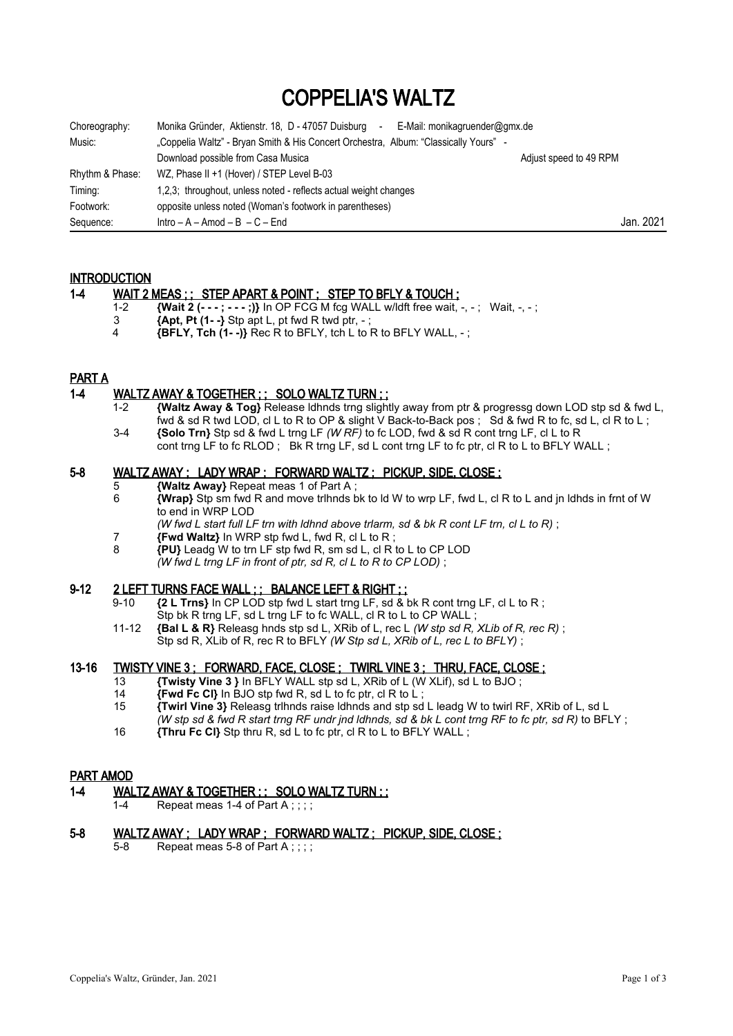# COPPELIA'S WALTZ

| | | |
|---|---|---|
| Choreography: | Monika Gründer, Aktienstr. 18, D - 47057 Duisburg - E-Mail: monikagruender@gmx.de | |
| Music: | „Coppelia Waltz" - Bryan Smith & His Concert Orchestra, Album: "Classically Yours" - | |
| | Download possible from Casa Musica | Adjust speed to 49 RPM |
| Rhythm & Phase: | WZ, Phase II +1 (Hover) / STEP Level B-03 | |
| Timing: | 1,2,3; throughout, unless noted - reflects actual weight changes | |
| Footwork: | opposite unless noted (Woman's footwork in parentheses) | |
| Sequence: | Intro – A – Amod – B – C – End | Jan. 2021 |

## INTRODUCTION

### 1-4 WAIT 2 MEAS ; ; STEP APART & POINT ; STEP TO BFLY & TOUCH ;

- 1-2 **{Wait 2 (- - - ; - - - ;)}** In OP FCG M fcg WALL w/ldft free wait, -, - ; Wait, -, - ;
- 3 **{Apt, Pt (1- -}** Stp apt L, pt fwd R twd ptr, - ;
- 4 **{BFLY, Tch (1- -)}** Rec R to BFLY, tch L to R to BFLY WALL, - ;

## PART A

### 1-4 WALTZ AWAY & TOGETHER ; ; SOLO WALTZ TURN ; ;

- 1-2 **{Waltz Away & Tog}** Release ldhnds trng slightly away from ptr & progressg down LOD stp sd & fwd L, fwd & sd R twd LOD, cl L to R to OP & slight V Back-to-Back pos ; Sd & fwd R to fc, sd L, cl R to L ;
- 3-4 **{Solo Trn}** Stp sd & fwd L trng LF *(W RF)* to fc LOD, fwd & sd R cont trng LF, cl L to R cont trng LF to fc RLOD ; Bk R trng LF, sd L cont trng LF to fc ptr, cl R to L to BFLY WALL ;

### 5-8 WALTZ AWAY ; LADY WRAP ; FORWARD WALTZ ; PICKUP, SIDE, CLOSE ;

- 5 **{Waltz Away}** Repeat meas 1 of Part A ;
- 6 **{Wrap}** Stp sm fwd R and move trlhnds bk to ld W to wrp LF, fwd L, cl R to L and jn ldhds in frnt of W to end in WRP LOD
  *(W fwd L start full LF trn with ldhnd above trlarm, sd & bk R cont LF trn, cl L to R)* ;
- 7 **{Fwd Waltz}** In WRP stp fwd L, fwd R, cl L to R ;
- 8 **{PU}** Leadg W to trn LF stp fwd R, sm sd L, cl R to L to CP LOD
  *(W fwd L trng LF in front of ptr, sd R, cl L to R to CP LOD)* ;

### 9-12 2 LEFT TURNS FACE WALL ; ; BALANCE LEFT & RIGHT ; ;

- 9-10 **{2 L Trns}** In CP LOD stp fwd L start trng LF, sd & bk R cont trng LF, cl L to R ; Stp bk R trng LF, sd L trng LF to fc WALL, cl R to L to CP WALL ;
- 11-12 **{Bal L & R}** Releasg hnds stp sd L, XRib of L, rec L *(W stp sd R, XLib of R, rec R)* ; Stp sd R, XLib of R, rec R to BFLY *(W Stp sd L, XRib of L, rec L to BFLY)* ;

### 13-16 TWISTY VINE 3 ; FORWARD, FACE, CLOSE ; TWIRL VINE 3 ; THRU, FACE, CLOSE ;

- 13 **{Twisty Vine 3 }** In BFLY WALL stp sd L, XRib of L (W XLif), sd L to BJO ;
- 14 **{Fwd Fc Cl}** In BJO stp fwd R, sd L to fc ptr, cl R to L ;
- 15 **{Twirl Vine 3}** Releasg trlhnds raise ldhnds and stp sd L leadg W to twirl RF, XRib of L, sd L
  *(W stp sd & fwd R start trng RF undr jnd ldhnds, sd & bk L cont trng RF to fc ptr, sd R)* to BFLY ;
- 16 **{Thru Fc Cl}** Stp thru R, sd L to fc ptr, cl R to L to BFLY WALL ;

## PART AMOD

### 1-4 WALTZ AWAY & TOGETHER ; ; SOLO WALTZ TURN ; ;

- 1-4 Repeat meas 1-4 of Part A ; ; ; ;

### 5-8 WALTZ AWAY ; LADY WRAP ; FORWARD WALTZ ; PICKUP, SIDE, CLOSE ;

- 5-8 Repeat meas 5-8 of Part A ; ; ; ;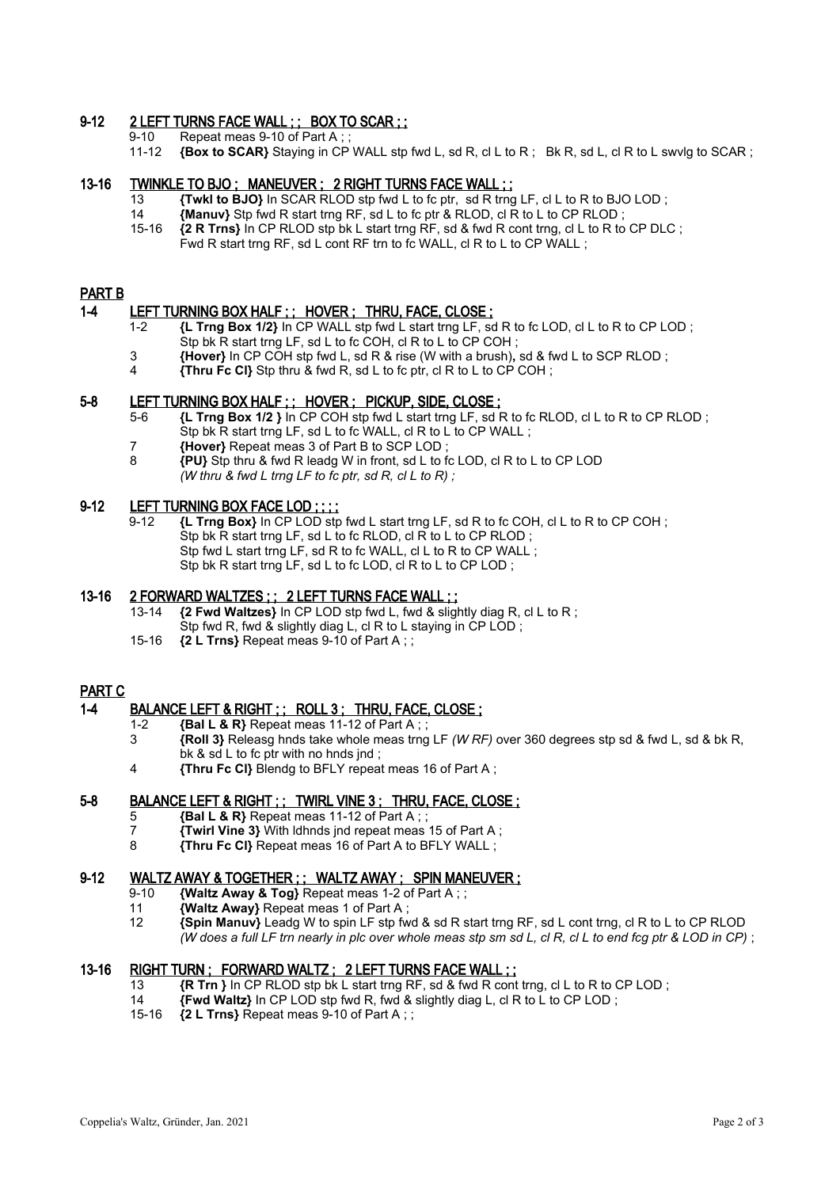## 9-12 2 LEFT TURNS FACE WALL ; ; BOX TO SCAR ; ;

9-10 Repeat meas 9-10 of Part A ; ;

11-12 **{Box to SCAR}** Staying in CP WALL stp fwd L, sd R, cl L to R ; Bk R, sd L, cl R to L swvlg to SCAR ;

## 13-16 TWINKLE TO BJO ; MANEUVER ; 2 RIGHT TURNS FACE WALL ; ;

13 **{Twkl to BJO}** In SCAR RLOD stp fwd L to fc ptr, sd R trng LF, cl L to R to BJO LOD ;

14 **{Manuv}** Stp fwd R start trng RF, sd L to fc ptr & RLOD, cl R to L to CP RLOD ;

15-16 **{2 R Trns}** In CP RLOD stp bk L start trng RF, sd & fwd R cont trng, cl L to R to CP DLC ;
Fwd R start trng RF, sd L cont RF trn to fc WALL, cl R to L to CP WALL ;

# PART B

## 1-4 LEFT TURNING BOX HALF ; ; HOVER ; THRU, FACE, CLOSE ;

1-2 **{L Trng Box 1/2}** In CP WALL stp fwd L start trng LF, sd R to fc LOD, cl L to R to CP LOD ;
Stp bk R start trng LF, sd L to fc COH, cl R to L to CP COH ;

3 **{Hover}** In CP COH stp fwd L, sd R & rise (W with a brush), sd & fwd L to SCP RLOD ;

4 **{Thru Fc Cl}** Stp thru & fwd R, sd L to fc ptr, cl R to L to CP COH ;

## 5-8 LEFT TURNING BOX HALF ; ; HOVER ; PICKUP, SIDE, CLOSE ;

5-6 **{L Trng Box 1/2 }** In CP COH stp fwd L start trng LF, sd R to fc RLOD, cl L to R to CP RLOD ;
Stp bk R start trng LF, sd L to fc WALL, cl R to L to CP WALL ;

7 **{Hover}** Repeat meas 3 of Part B to SCP LOD ;

8 **{PU}** Stp thru & fwd R leadg W in front, sd L to fc LOD, cl R to L to CP LOD
*(W thru & fwd L trng LF to fc ptr, sd R, cl L to R) ;*

## 9-12 LEFT TURNING BOX FACE LOD ; ; ; ;

9-12 **{L Trng Box}** In CP LOD stp fwd L start trng LF, sd R to fc COH, cl L to R to CP COH ;
Stp bk R start trng LF, sd L to fc RLOD, cl R to L to CP RLOD ;
Stp fwd L start trng LF, sd R to fc WALL, cl L to R to CP WALL ;
Stp bk R start trng LF, sd L to fc LOD, cl R to L to CP LOD ;

## 13-16 2 FORWARD WALTZES ; ; 2 LEFT TURNS FACE WALL ; ;

13-14 **{2 Fwd Waltzes}** In CP LOD stp fwd L, fwd & slightly diag R, cl L to R ;
Stp fwd R, fwd & slightly diag L, cl R to L staying in CP LOD ;

15-16 **{2 L Trns}** Repeat meas 9-10 of Part A ; ;

# PART C

## 1-4 BALANCE LEFT & RIGHT ; ; ROLL 3 ; THRU, FACE, CLOSE ;

1-2 **{Bal L & R}** Repeat meas 11-12 of Part A ; ;

3 **{Roll 3}** Releasg hnds take whole meas trng LF *(W RF)* over 360 degrees stp sd & fwd L, sd & bk R, bk & sd L to fc ptr with no hnds jnd ;

4 **{Thru Fc Cl}** Blendg to BFLY repeat meas 16 of Part A ;

## 5-8 BALANCE LEFT & RIGHT ; ; TWIRL VINE 3 ; THRU, FACE, CLOSE ;

5 **{Bal L & R}** Repeat meas 11-12 of Part A ; ;

7 **{Twirl Vine 3}** With ldhnds jnd repeat meas 15 of Part A ;

8 **{Thru Fc Cl}** Repeat meas 16 of Part A to BFLY WALL ;

## 9-12 WALTZ AWAY & TOGETHER ; ; WALTZ AWAY ; SPIN MANEUVER ;

9-10 **{Waltz Away & Tog}** Repeat meas 1-2 of Part A ; ;

11 **{Waltz Away}** Repeat meas 1 of Part A ;

12 **{Spin Manuv}** Leadg W to spin LF stp fwd & sd R start trng RF, sd L cont trng, cl R to L to CP RLOD *(W does a full LF trn nearly in plc over whole meas stp sm sd L, cl R, cl L to end fcg ptr & LOD in CP)* ;

## 13-16 RIGHT TURN ; FORWARD WALTZ ; 2 LEFT TURNS FACE WALL ; ;

13 **{R Trn }** In CP RLOD stp bk L start trng RF, sd & fwd R cont trng, cl L to R to CP LOD ;

14 **{Fwd Waltz}** In CP LOD stp fwd R, fwd & slightly diag L, cl R to L to CP LOD ;

15-16 **{2 L Trns}** Repeat meas 9-10 of Part A ; ;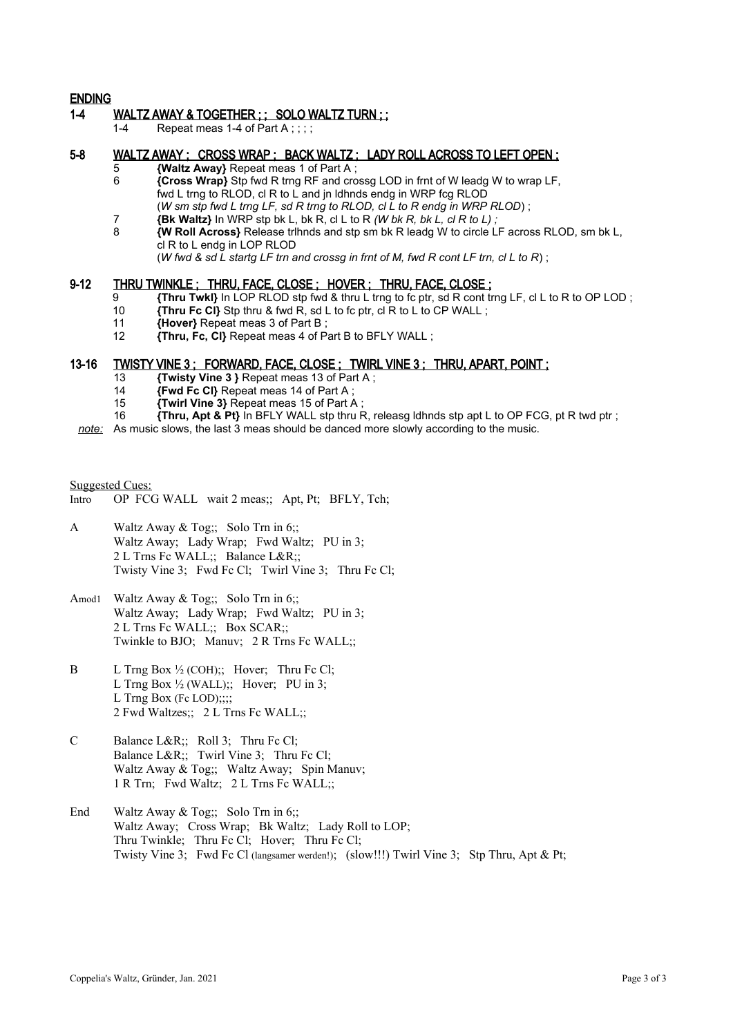## ENDING

### 1-4 WALTZ AWAY & TOGETHER ; ; SOLO WALTZ TURN ; ;

1-4 Repeat meas 1-4 of Part A ; ; ; ;

### 5-8 WALTZ AWAY ; CROSS WRAP ; BACK WALTZ ; LADY ROLL ACROSS TO LEFT OPEN ;

5 **{Waltz Away}** Repeat meas 1 of Part A ;

6 **{Cross Wrap}** Stp fwd R trng RF and crossg LOD in frnt of W leadg W to wrap LF, fwd L trng to RLOD, cl R to L and jn ldhnds endg in WRP fcg RLOD
(*W sm stp fwd L trng LF, sd R trng to RLOD, cl L to R endg in WRP RLOD*) ;

7 **{Bk Waltz}** In WRP stp bk L, bk R, cl L to R *(W bk R, bk L, cl R to L) ;*

8 **{W Roll Across}** Release trlhnds and stp sm bk R leadg W to circle LF across RLOD, sm bk L, cl R to L endg in LOP RLOD
(*W fwd & sd L startg LF trn and crossg in frnt of M, fwd R cont LF trn, cl L to R*) ;

### 9-12 THRU TWINKLE ; THRU, FACE, CLOSE ; HOVER ; THRU, FACE, CLOSE ;

9 **{Thru Twkl}** In LOP RLOD stp fwd & thru L trng to fc ptr, sd R cont trng LF, cl L to R to OP LOD ;

10 **{Thru Fc Cl}** Stp thru & fwd R, sd L to fc ptr, cl R to L to CP WALL ;

11 **{Hover}** Repeat meas 3 of Part B ;

12 **{Thru, Fc, Cl}** Repeat meas 4 of Part B to BFLY WALL ;

### 13-16 TWISTY VINE 3 ; FORWARD, FACE, CLOSE ; TWIRL VINE 3 ; THRU, APART, POINT ;

13 **{Twisty Vine 3 }** Repeat meas 13 of Part A ;

14 **{Fwd Fc Cl}** Repeat meas 14 of Part A ;

15 **{Twirl Vine 3}** Repeat meas 15 of Part A ;

16 **{Thru, Apt & Pt}** In BFLY WALL stp thru R, releasg ldhnds stp apt L to OP FCG, pt R twd ptr ;

*note:* As music slows, the last 3 meas should be danced more slowly according to the music.

Suggested Cues:

Intro OP FCG WALL wait 2 meas;; Apt, Pt; BFLY, Tch;

A Waltz Away & Tog;; Solo Trn in 6;;
Waltz Away; Lady Wrap; Fwd Waltz; PU in 3;
2 L Trns Fc WALL;; Balance L&R;;
Twisty Vine 3; Fwd Fc Cl; Twirl Vine 3; Thru Fc Cl;

Amod1 Waltz Away & Tog;; Solo Trn in 6;;
Waltz Away; Lady Wrap; Fwd Waltz; PU in 3;
2 L Trns Fc WALL;; Box SCAR;;
Twinkle to BJO; Manuv; 2 R Trns Fc WALL;;

B L Trng Box ½ (COH);; Hover; Thru Fc Cl;
L Trng Box ½ (WALL);; Hover; PU in 3;
L Trng Box (Fc LOD);;;;
2 Fwd Waltzes;; 2 L Trns Fc WALL;;

C Balance L&R;; Roll 3; Thru Fc Cl;
Balance L&R;; Twirl Vine 3; Thru Fc Cl;
Waltz Away & Tog;; Waltz Away; Spin Manuv;
1 R Trn; Fwd Waltz; 2 L Trns Fc WALL;;

End Waltz Away & Tog;; Solo Trn in 6;;
Waltz Away; Cross Wrap; Bk Waltz; Lady Roll to LOP;
Thru Twinkle; Thru Fc Cl; Hover; Thru Fc Cl;
Twisty Vine 3; Fwd Fc Cl (langsamer werden!); (slow!!!) Twirl Vine 3; Stp Thru, Apt & Pt;